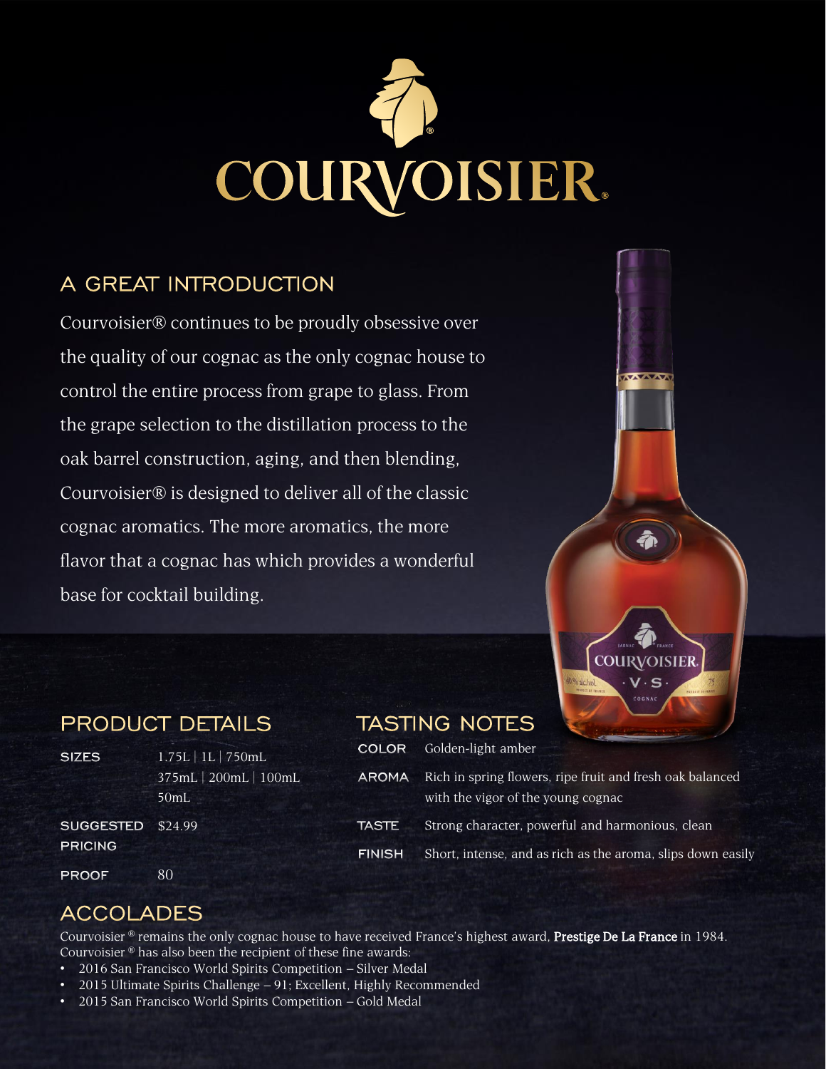# COURVOISIER®

## A GREAT INTRODUCTION

Courvoisier® continues to be proudly obsessive over the quality of our cognac as the only cognac house to control the entire process from grape to glass. From the grape selection to the distillation process to the oak barrel construction, aging, and then blending, Courvoisier® is designed to deliver all of the classic cognac aromatics. The more aromatics, the more flavor that a cognac has which provides a wonderful base for cocktail building.

## PRODUCT DETAILS

| | |
|---|---|
| **SIZES** | 1.75L \| 1L \| 750mL<br>375mL \| 200mL \| 100mL<br>50mL |
| **SUGGESTED PRICING** | $24.99 |
| **PROOF** | 80 |

## TASTING NOTES

| | |
|---|---|
| **COLOR** | Golden-light amber |
| **AROMA** | Rich in spring flowers, ripe fruit and fresh oak balanced with the vigor of the young cognac |
| **TASTE** | Strong character, powerful and harmonious, clean |
| **FINISH** | Short, intense, and as rich as the aroma, slips down easily |

## ACCOLADES

Courvoisier ® remains the only cognac house to have received France's highest award, **Prestige De La France** in 1984. Courvoisier ® has also been the recipient of these fine awards:

- 2016 San Francisco World Spirits Competition – Silver Medal
- 2015 Ultimate Spirits Challenge – 91; Excellent, Highly Recommended
- 2015 San Francisco World Spirits Competition – Gold Medal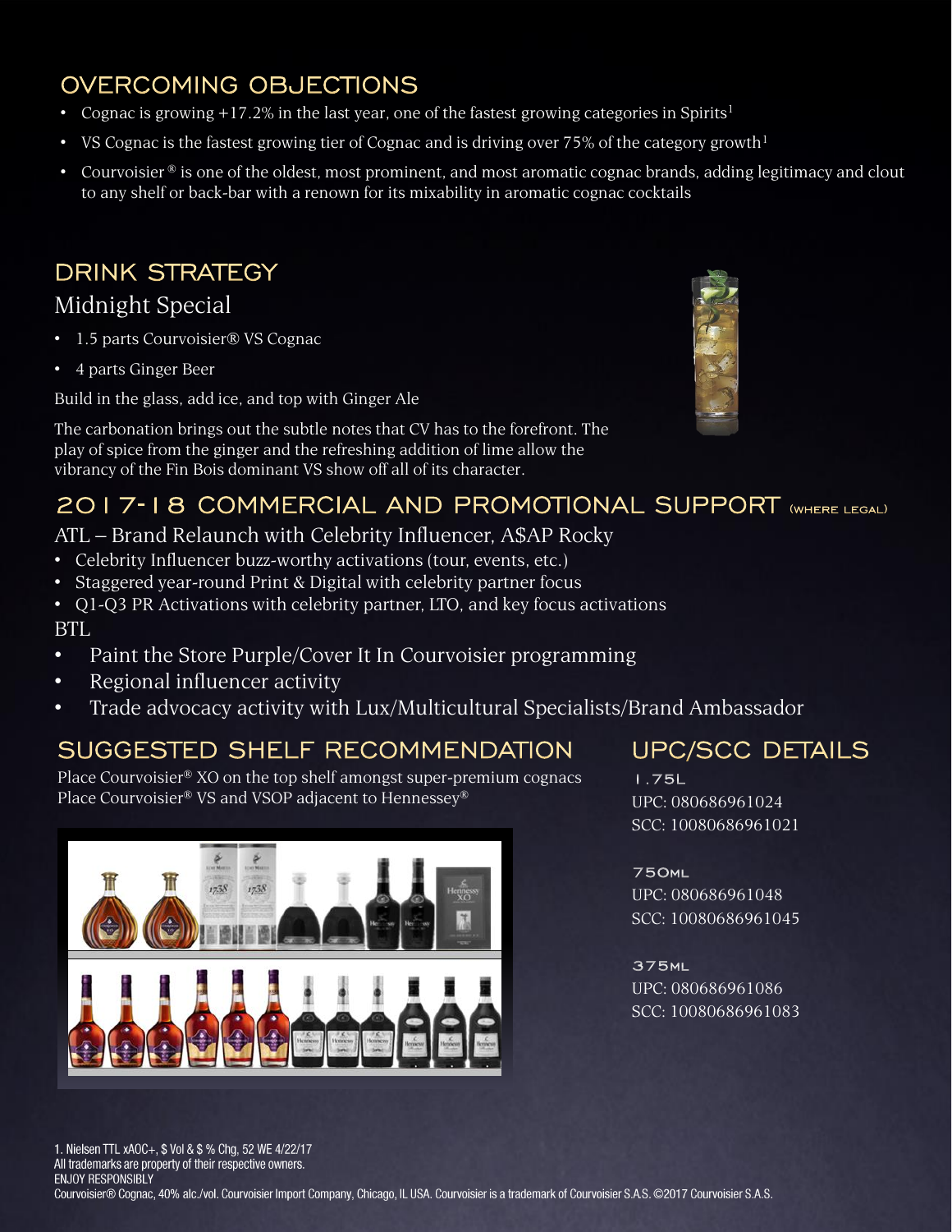## OVERCOMING OBJECTIONS

- Cognac is growing +17.2% in the last year, one of the fastest growing categories in Spirits[1]
- VS Cognac is the fastest growing tier of Cognac and is driving over 75% of the category growth[1]
- Courvoisier® is one of the oldest, most prominent, and most aromatic cognac brands, adding legitimacy and clout to any shelf or back-bar with a renown for its mixability in aromatic cognac cocktails

## DRINK STRATEGY

### Midnight Special

- 1.5 parts Courvoisier® VS Cognac
- 4 parts Ginger Beer

Build in the glass, add ice, and top with Ginger Ale

The carbonation brings out the subtle notes that CV has to the forefront. The play of spice from the ginger and the refreshing addition of lime allow the vibrancy of the Fin Bois dominant VS show off all of its character.

## 2017-18 COMMERCIAL AND PROMOTIONAL SUPPORT (WHERE LEGAL)

ATL – Brand Relaunch with Celebrity Influencer, A$AP Rocky

- Celebrity Influencer buzz-worthy activations (tour, events, etc.)
- Staggered year-round Print & Digital with celebrity partner focus
- Q1-Q3 PR Activations with celebrity partner, LTO, and key focus activations

BTL

- Paint the Store Purple/Cover It In Courvoisier programming
- Regional influencer activity
- Trade advocacy activity with Lux/Multicultural Specialists/Brand Ambassador

## SUGGESTED SHELF RECOMMENDATION

Place Courvoisier® XO on the top shelf amongst super-premium cognacs
Place Courvoisier® VS and VSOP adjacent to Hennessey®

## UPC/SCC DETAILS

**1.75L**
UPC: 080686961024
SCC: 10080686961021

**750ML**
UPC: 080686961048
SCC: 10080686961045

**375ML**
UPC: 080686961086
SCC: 10080686961083

1. Nielsen TTL xAOC+, $ Vol & $ % Chg, 52 WE 4/22/17
All trademarks are property of their respective owners.
ENJOY RESPONSIBLY
Courvoisier® Cognac, 40% alc./vol. Courvoisier Import Company, Chicago, IL USA. Courvoisier is a trademark of Courvoisier S.A.S. ©2017 Courvoisier S.A.S.